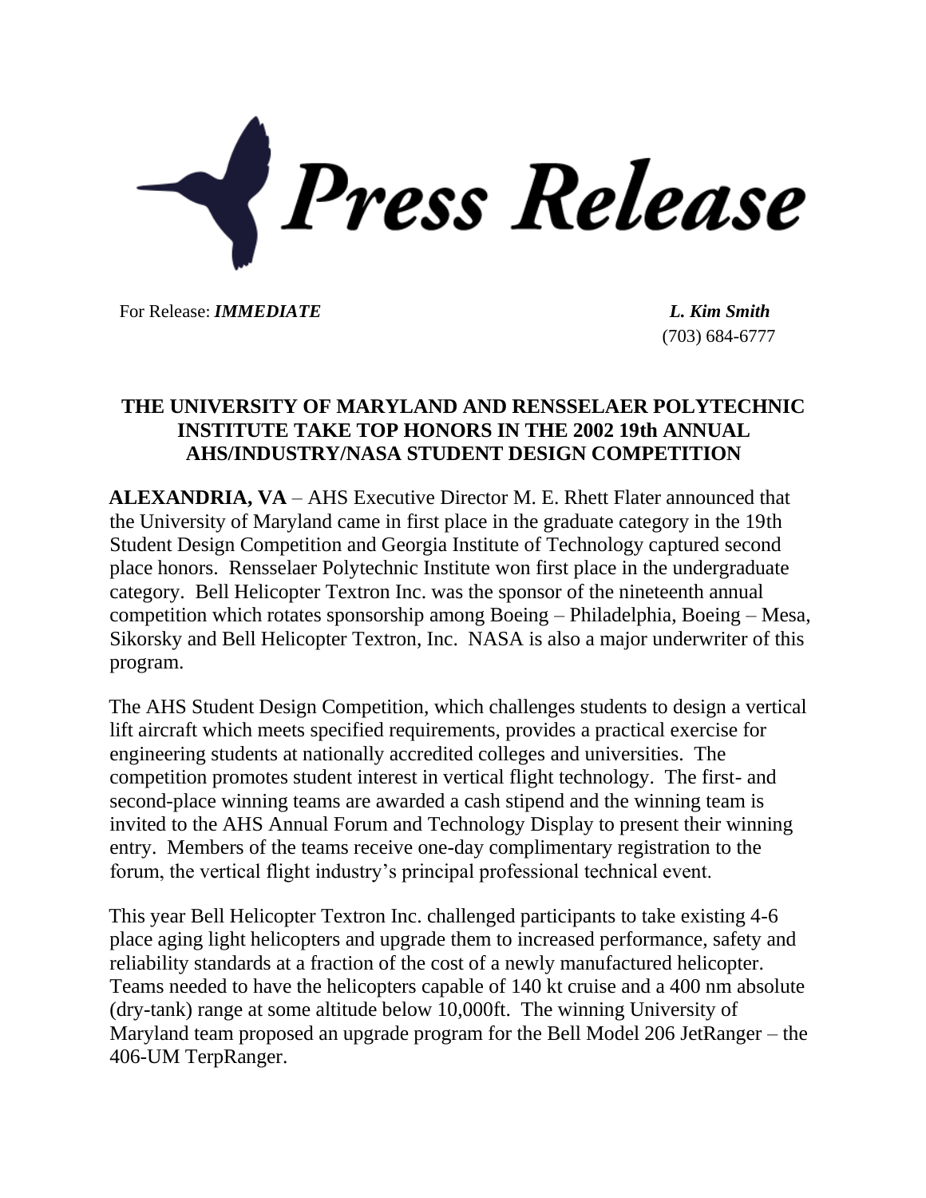# *Press Release*

For Release: ***IMMEDIATE*** ***L. Kim Smith***
(703) 684-6777

## THE UNIVERSITY OF MARYLAND AND RENSSELAER POLYTECHNIC INSTITUTE TAKE TOP HONORS IN THE 2002 19th ANNUAL AHS/INDUSTRY/NASA STUDENT DESIGN COMPETITION

**ALEXANDRIA, VA** – AHS Executive Director M. E. Rhett Flater announced that the University of Maryland came in first place in the graduate category in the 19th Student Design Competition and Georgia Institute of Technology captured second place honors. Rensselaer Polytechnic Institute won first place in the undergraduate category. Bell Helicopter Textron Inc. was the sponsor of the nineteenth annual competition which rotates sponsorship among Boeing – Philadelphia, Boeing – Mesa, Sikorsky and Bell Helicopter Textron, Inc. NASA is also a major underwriter of this program.

The AHS Student Design Competition, which challenges students to design a vertical lift aircraft which meets specified requirements, provides a practical exercise for engineering students at nationally accredited colleges and universities. The competition promotes student interest in vertical flight technology. The first- and second-place winning teams are awarded a cash stipend and the winning team is invited to the AHS Annual Forum and Technology Display to present their winning entry. Members of the teams receive one-day complimentary registration to the forum, the vertical flight industry's principal professional technical event.

This year Bell Helicopter Textron Inc. challenged participants to take existing 4-6 place aging light helicopters and upgrade them to increased performance, safety and reliability standards at a fraction of the cost of a newly manufactured helicopter. Teams needed to have the helicopters capable of 140 kt cruise and a 400 nm absolute (dry-tank) range at some altitude below 10,000ft. The winning University of Maryland team proposed an upgrade program for the Bell Model 206 JetRanger – the 406-UM TerpRanger.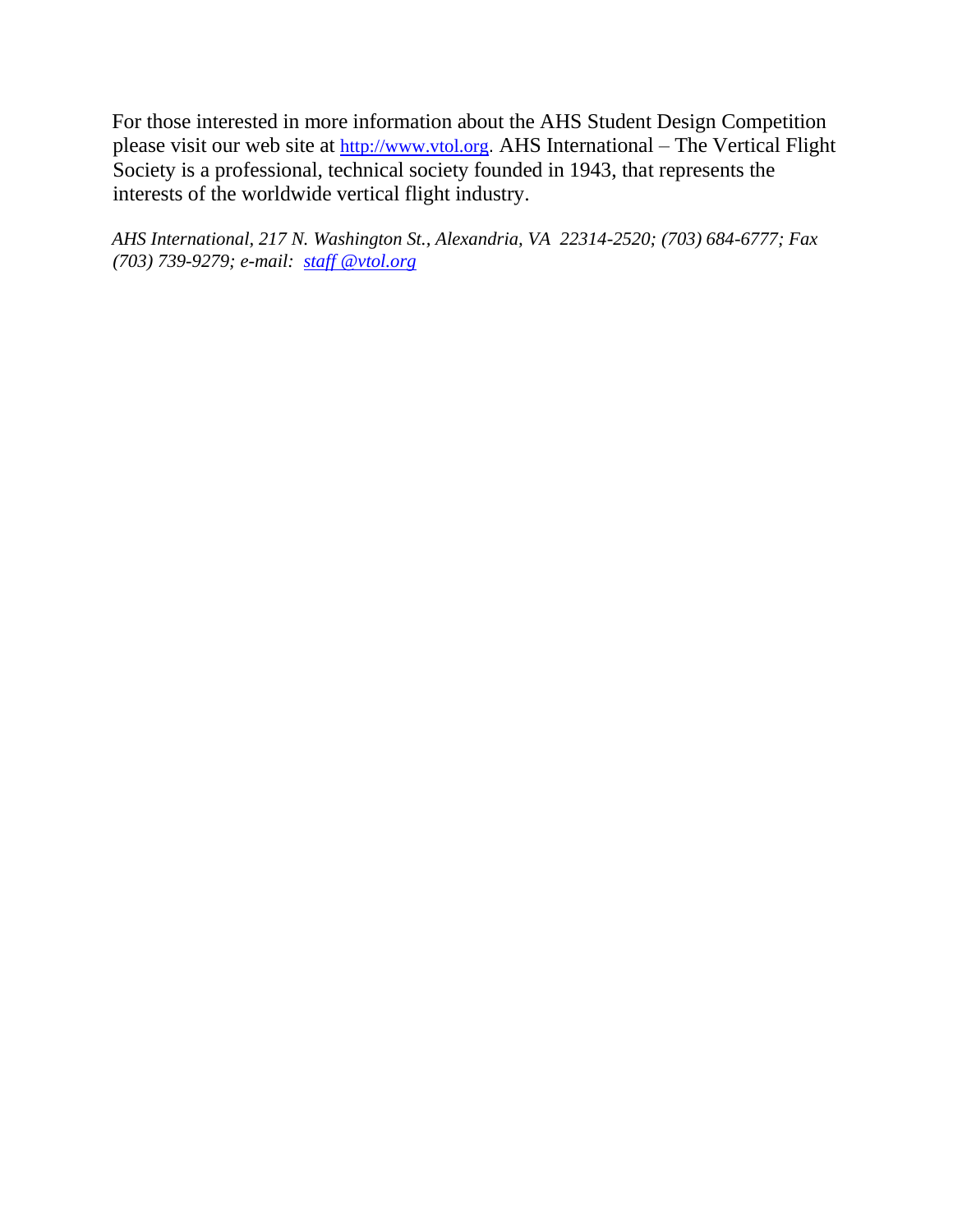For those interested in more information about the AHS Student Design Competition please visit our web site at http://www.vtol.org. AHS International – The Vertical Flight Society is a professional, technical society founded in 1943, that represents the interests of the worldwide vertical flight industry.

*AHS International, 217 N. Washington St., Alexandria, VA 22314-2520; (703) 684-6777; Fax (703) 739-9279; e-mail: staff @vtol.org*